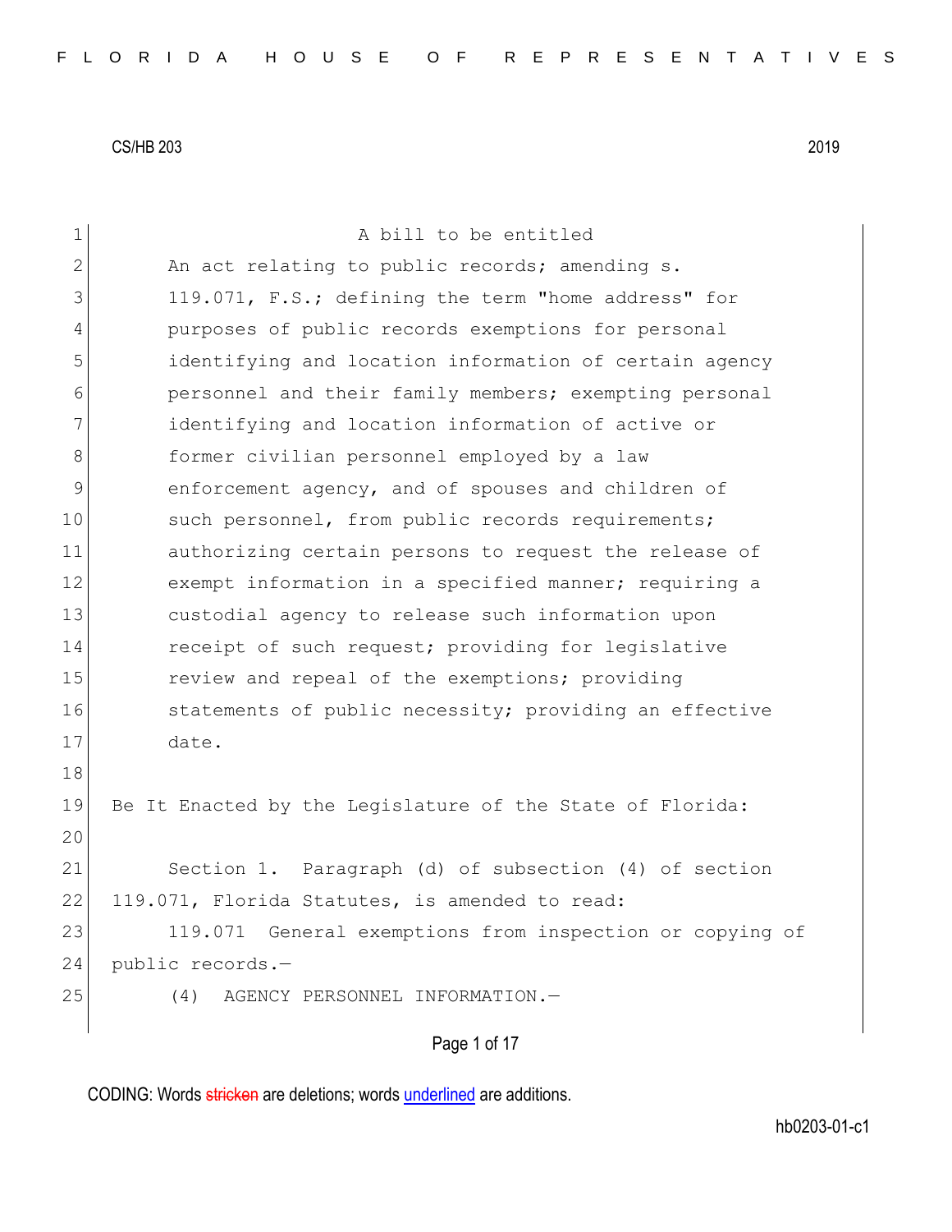A bill to be entitled

An act relating to public records; amending s. 119.071, F.S.; defining the term "home address" for purposes of public records exemptions for personal identifying and location information of certain agency personnel and their family members; exempting personal identifying and location information of active or former civilian personnel employed by a law enforcement agency, and of spouses and children of such personnel, from public records requirements; authorizing certain persons to request the release of exempt information in a specified manner; requiring a custodial agency to release such information upon receipt of such request; providing for legislative review and repeal of the exemptions; providing statements of public necessity; providing an effective date.

Be It Enacted by the Legislature of the State of Florida:

Section 1. Paragraph (d) of subsection (4) of section 119.071, Florida Statutes, is amended to read:

119.071 General exemptions from inspection or copying of public records.—

(4) AGENCY PERSONNEL INFORMATION.—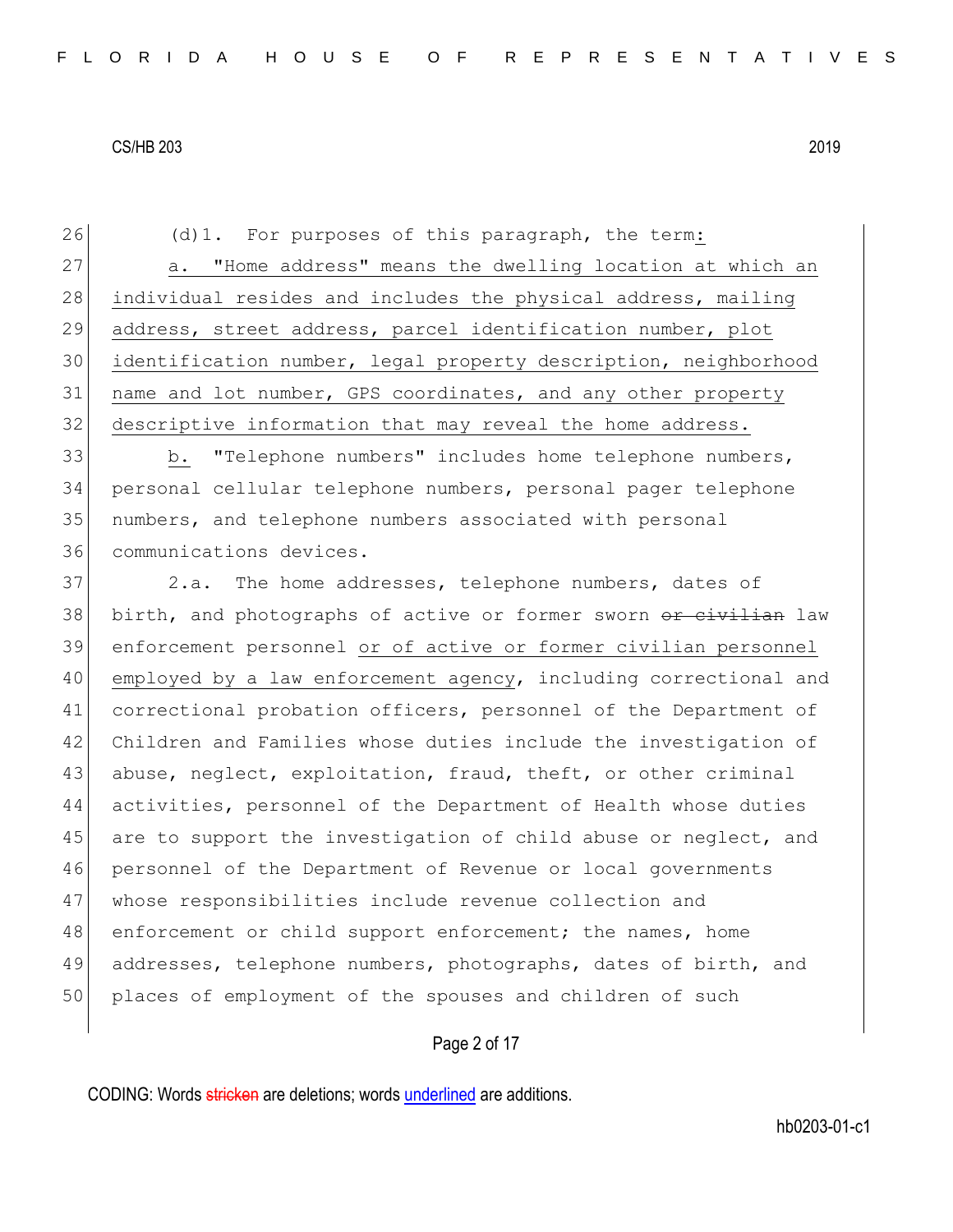(d)1. For purposes of this paragraph, the term:

a. "Home address" means the dwelling location at which an individual resides and includes the physical address, mailing address, street address, parcel identification number, plot identification number, legal property description, neighborhood name and lot number, GPS coordinates, and any other property descriptive information that may reveal the home address.

b. "Telephone numbers" includes home telephone numbers, personal cellular telephone numbers, personal pager telephone numbers, and telephone numbers associated with personal communications devices.

2.a. The home addresses, telephone numbers, dates of birth, and photographs of active or former sworn ~~or civilian~~ law enforcement personnel or of active or former civilian personnel employed by a law enforcement agency, including correctional and correctional probation officers, personnel of the Department of Children and Families whose duties include the investigation of abuse, neglect, exploitation, fraud, theft, or other criminal activities, personnel of the Department of Health whose duties are to support the investigation of child abuse or neglect, and personnel of the Department of Revenue or local governments whose responsibilities include revenue collection and enforcement or child support enforcement; the names, home addresses, telephone numbers, photographs, dates of birth, and places of employment of the spouses and children of such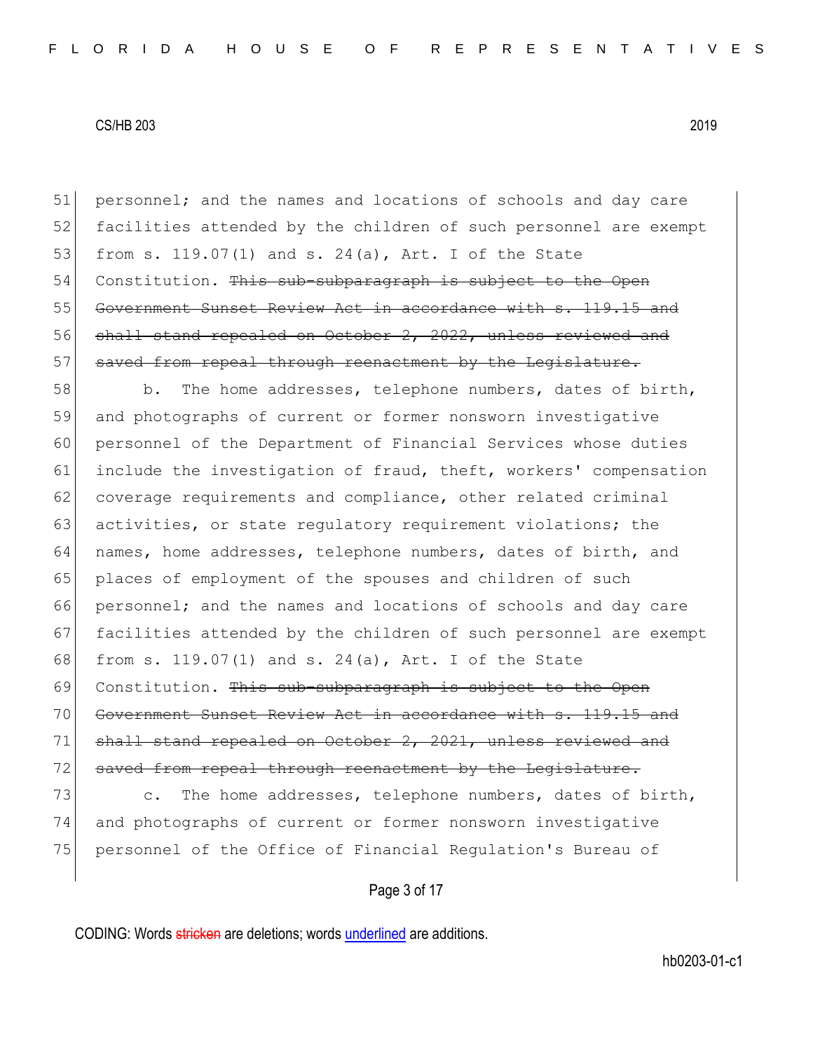personnel; and the names and locations of schools and day care facilities attended by the children of such personnel are exempt from s. 119.07(1) and s. 24(a), Art. I of the State Constitution. ~~This sub-subparagraph is subject to the Open Government Sunset Review Act in accordance with s. 119.15 and shall stand repealed on October 2, 2022, unless reviewed and saved from repeal through reenactment by the Legislature.~~

b. The home addresses, telephone numbers, dates of birth, and photographs of current or former nonsworn investigative personnel of the Department of Financial Services whose duties include the investigation of fraud, theft, workers' compensation coverage requirements and compliance, other related criminal activities, or state regulatory requirement violations; the names, home addresses, telephone numbers, dates of birth, and places of employment of the spouses and children of such personnel; and the names and locations of schools and day care facilities attended by the children of such personnel are exempt from s. 119.07(1) and s. 24(a), Art. I of the State Constitution. ~~This sub-subparagraph is subject to the Open Government Sunset Review Act in accordance with s. 119.15 and shall stand repealed on October 2, 2021, unless reviewed and saved from repeal through reenactment by the Legislature.~~

c. The home addresses, telephone numbers, dates of birth, and photographs of current or former nonsworn investigative personnel of the Office of Financial Regulation's Bureau of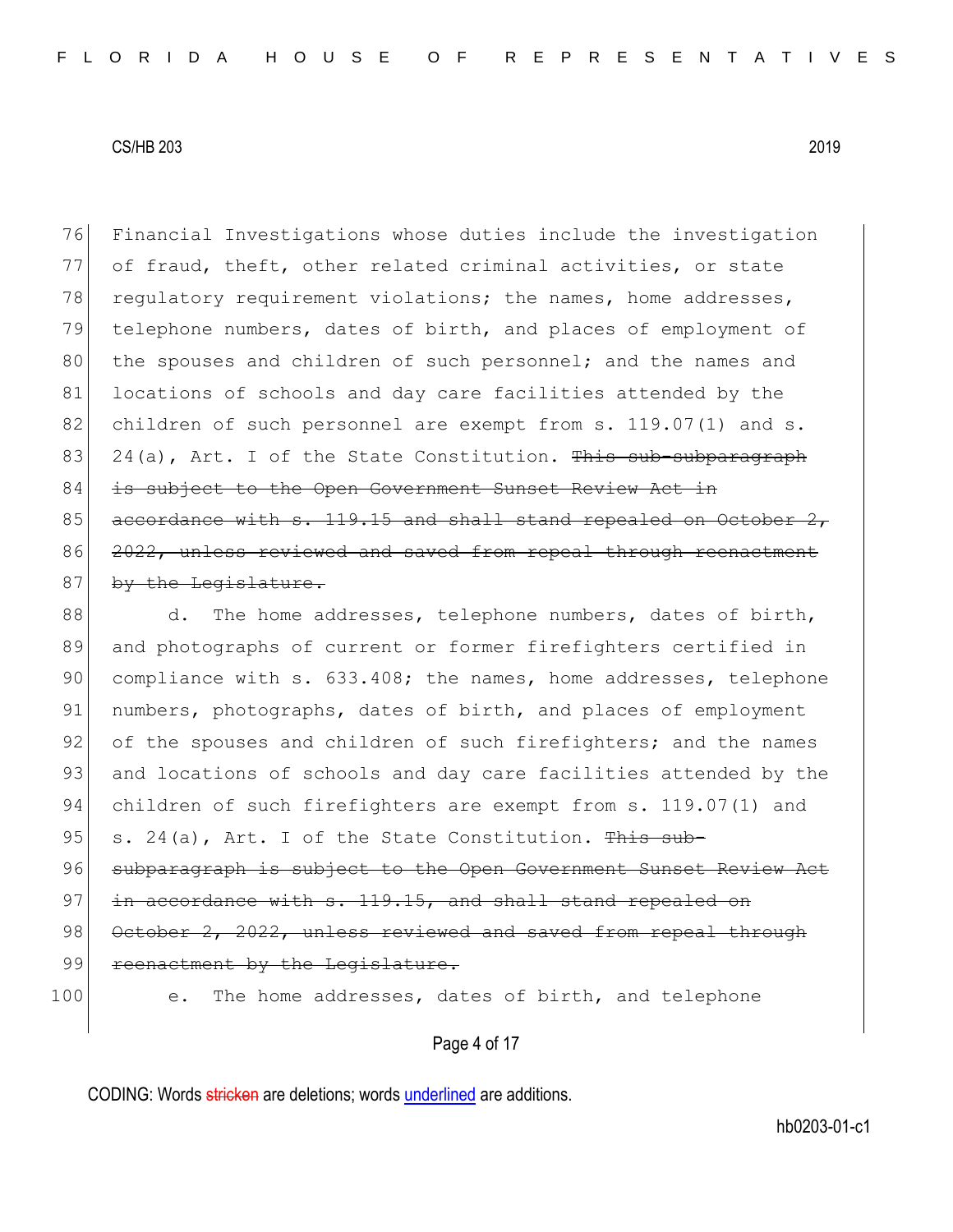Financial Investigations whose duties include the investigation of fraud, theft, other related criminal activities, or state regulatory requirement violations; the names, home addresses, telephone numbers, dates of birth, and places of employment of the spouses and children of such personnel; and the names and locations of schools and day care facilities attended by the children of such personnel are exempt from s. 119.07(1) and s. 24(a), Art. I of the State Constitution. ~~This sub-subparagraph is subject to the Open Government Sunset Review Act in accordance with s. 119.15 and shall stand repealed on October 2, 2022, unless reviewed and saved from repeal through reenactment by the Legislature.~~

d. The home addresses, telephone numbers, dates of birth, and photographs of current or former firefighters certified in compliance with s. 633.408; the names, home addresses, telephone numbers, photographs, dates of birth, and places of employment of the spouses and children of such firefighters; and the names and locations of schools and day care facilities attended by the children of such firefighters are exempt from s. 119.07(1) and s. 24(a), Art. I of the State Constitution. ~~This sub-subparagraph is subject to the Open Government Sunset Review Act in accordance with s. 119.15, and shall stand repealed on October 2, 2022, unless reviewed and saved from repeal through reenactment by the Legislature.~~

e. The home addresses, dates of birth, and telephone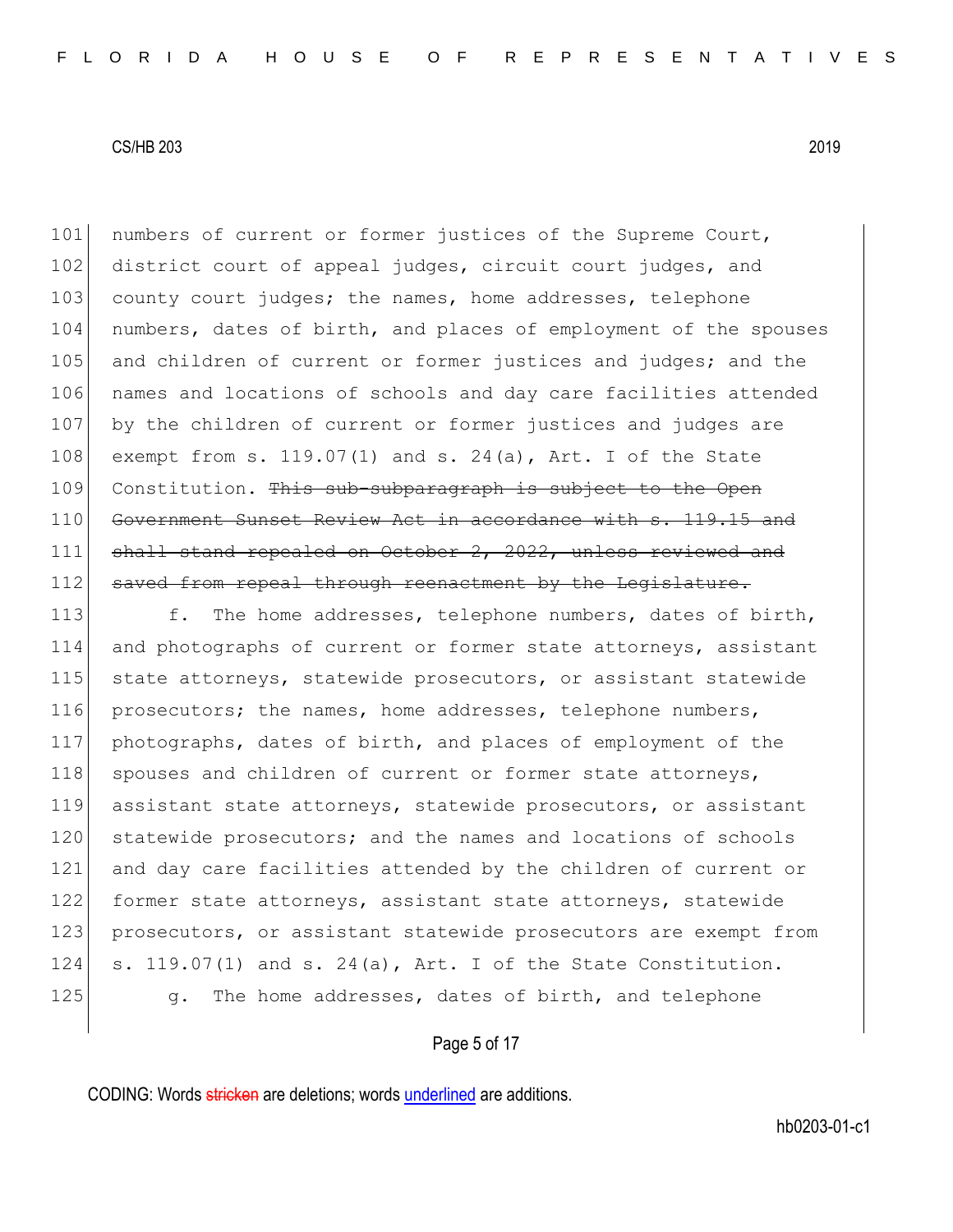101 numbers of current or former justices of the Supreme Court,
102 district court of appeal judges, circuit court judges, and
103 county court judges; the names, home addresses, telephone
104 numbers, dates of birth, and places of employment of the spouses
105 and children of current or former justices and judges; and the
106 names and locations of schools and day care facilities attended
107 by the children of current or former justices and judges are
108 exempt from s. 119.07(1) and s. 24(a), Art. I of the State
109 Constitution. ~~This sub-subparagraph is subject to the Open~~
110 ~~Government Sunset Review Act in accordance with s. 119.15 and~~
111 ~~shall stand repealed on October 2, 2022, unless reviewed and~~
112 ~~saved from repeal through reenactment by the Legislature.~~

113 f. The home addresses, telephone numbers, dates of birth,
114 and photographs of current or former state attorneys, assistant
115 state attorneys, statewide prosecutors, or assistant statewide
116 prosecutors; the names, home addresses, telephone numbers,
117 photographs, dates of birth, and places of employment of the
118 spouses and children of current or former state attorneys,
119 assistant state attorneys, statewide prosecutors, or assistant
120 statewide prosecutors; and the names and locations of schools
121 and day care facilities attended by the children of current or
122 former state attorneys, assistant state attorneys, statewide
123 prosecutors, or assistant statewide prosecutors are exempt from
124 s. 119.07(1) and s. 24(a), Art. I of the State Constitution.

125 g. The home addresses, dates of birth, and telephone

CODING: Words ~~stricken~~ are deletions; words underlined are additions.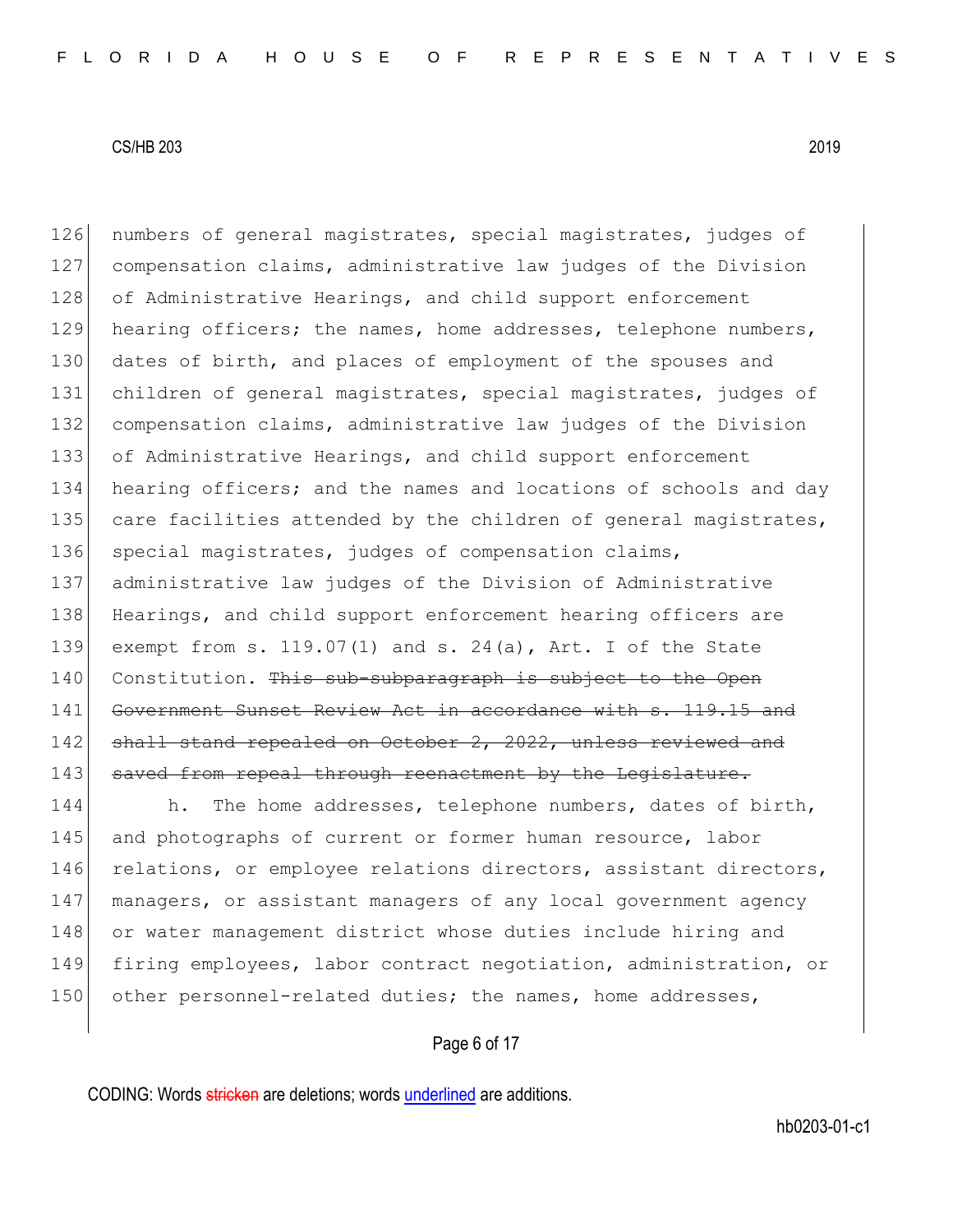numbers of general magistrates, special magistrates, judges of compensation claims, administrative law judges of the Division of Administrative Hearings, and child support enforcement hearing officers; the names, home addresses, telephone numbers, dates of birth, and places of employment of the spouses and children of general magistrates, special magistrates, judges of compensation claims, administrative law judges of the Division of Administrative Hearings, and child support enforcement hearing officers; and the names and locations of schools and day care facilities attended by the children of general magistrates, special magistrates, judges of compensation claims, administrative law judges of the Division of Administrative Hearings, and child support enforcement hearing officers are exempt from s. 119.07(1) and s. 24(a), Art. I of the State Constitution. ~~This sub-subparagraph is subject to the Open Government Sunset Review Act in accordance with s. 119.15 and shall stand repealed on October 2, 2022, unless reviewed and saved from repeal through reenactment by the Legislature.~~

h. The home addresses, telephone numbers, dates of birth, and photographs of current or former human resource, labor relations, or employee relations directors, assistant directors, managers, or assistant managers of any local government agency or water management district whose duties include hiring and firing employees, labor contract negotiation, administration, or other personnel-related duties; the names, home addresses,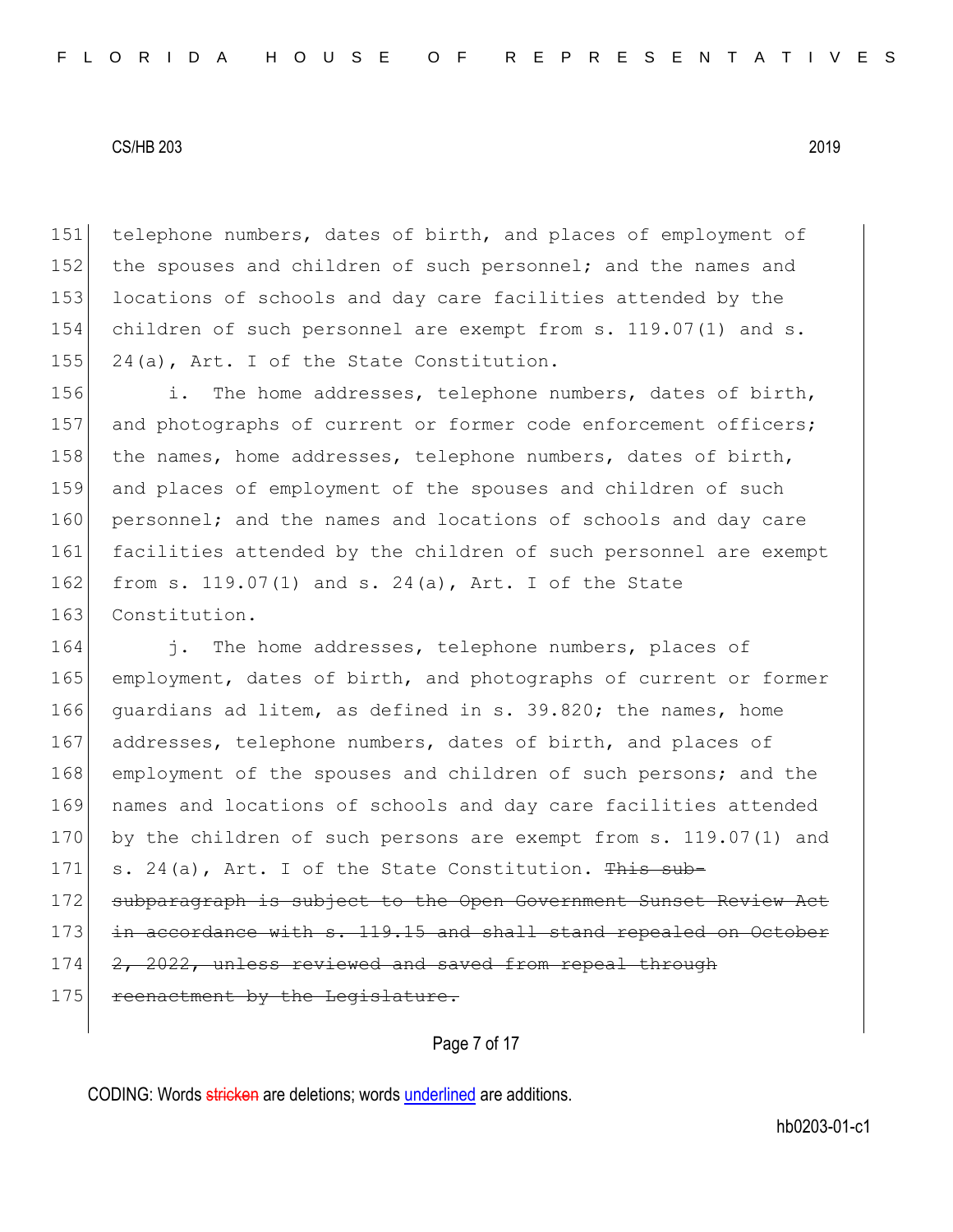151 telephone numbers, dates of birth, and places of employment of
152 the spouses and children of such personnel; and the names and
153 locations of schools and day care facilities attended by the
154 children of such personnel are exempt from s. 119.07(1) and s.
155 24(a), Art. I of the State Constitution.

156 i. The home addresses, telephone numbers, dates of birth,
157 and photographs of current or former code enforcement officers;
158 the names, home addresses, telephone numbers, dates of birth,
159 and places of employment of the spouses and children of such
160 personnel; and the names and locations of schools and day care
161 facilities attended by the children of such personnel are exempt
162 from s. 119.07(1) and s. 24(a), Art. I of the State
163 Constitution.

164 j. The home addresses, telephone numbers, places of
165 employment, dates of birth, and photographs of current or former
166 guardians ad litem, as defined in s. 39.820; the names, home
167 addresses, telephone numbers, dates of birth, and places of
168 employment of the spouses and children of such persons; and the
169 names and locations of schools and day care facilities attended
170 by the children of such persons are exempt from s. 119.07(1) and
171 s. 24(a), Art. I of the State Constitution. ~~This sub-~~
172 ~~subparagraph is subject to the Open Government Sunset Review Act~~
173 ~~in accordance with s. 119.15 and shall stand repealed on October~~
174 ~~2, 2022, unless reviewed and saved from repeal through~~
175 ~~reenactment by the Legislature.~~

CODING: Words ~~stricken~~ are deletions; words underlined are additions.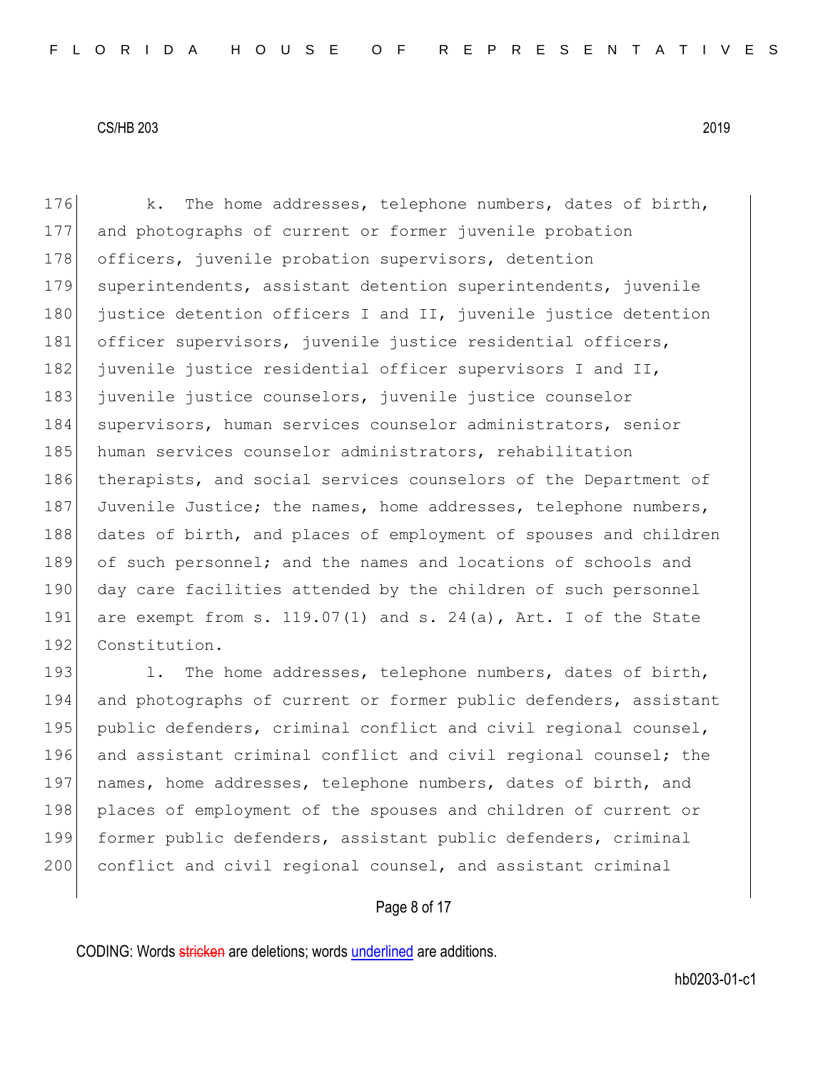k. The home addresses, telephone numbers, dates of birth, and photographs of current or former juvenile probation officers, juvenile probation supervisors, detention superintendents, assistant detention superintendents, juvenile justice detention officers I and II, juvenile justice detention officer supervisors, juvenile justice residential officers, juvenile justice residential officer supervisors I and II, juvenile justice counselors, juvenile justice counselor supervisors, human services counselor administrators, senior human services counselor administrators, rehabilitation therapists, and social services counselors of the Department of Juvenile Justice; the names, home addresses, telephone numbers, dates of birth, and places of employment of spouses and children of such personnel; and the names and locations of schools and day care facilities attended by the children of such personnel are exempt from s. 119.07(1) and s. 24(a), Art. I of the State Constitution.

l. The home addresses, telephone numbers, dates of birth, and photographs of current or former public defenders, assistant public defenders, criminal conflict and civil regional counsel, and assistant criminal conflict and civil regional counsel; the names, home addresses, telephone numbers, dates of birth, and places of employment of the spouses and children of current or former public defenders, assistant public defenders, criminal conflict and civil regional counsel, and assistant criminal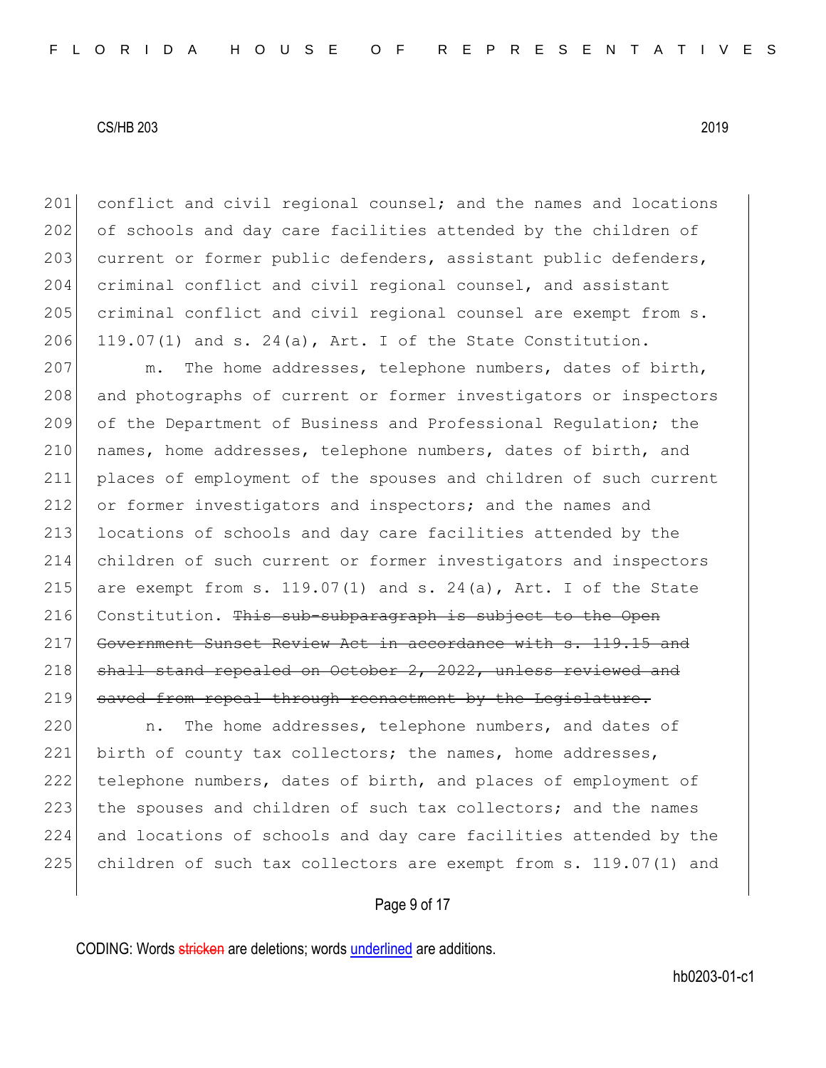conflict and civil regional counsel; and the names and locations of schools and day care facilities attended by the children of current or former public defenders, assistant public defenders, criminal conflict and civil regional counsel, and assistant criminal conflict and civil regional counsel are exempt from s. 119.07(1) and s. 24(a), Art. I of the State Constitution.

m. The home addresses, telephone numbers, dates of birth, and photographs of current or former investigators or inspectors of the Department of Business and Professional Regulation; the names, home addresses, telephone numbers, dates of birth, and places of employment of the spouses and children of such current or former investigators and inspectors; and the names and locations of schools and day care facilities attended by the children of such current or former investigators and inspectors are exempt from s. 119.07(1) and s. 24(a), Art. I of the State Constitution. ~~This sub-subparagraph is subject to the Open Government Sunset Review Act in accordance with s. 119.15 and shall stand repealed on October 2, 2022, unless reviewed and saved from repeal through reenactment by the Legislature.~~

n. The home addresses, telephone numbers, and dates of birth of county tax collectors; the names, home addresses, telephone numbers, dates of birth, and places of employment of the spouses and children of such tax collectors; and the names and locations of schools and day care facilities attended by the children of such tax collectors are exempt from s. 119.07(1) and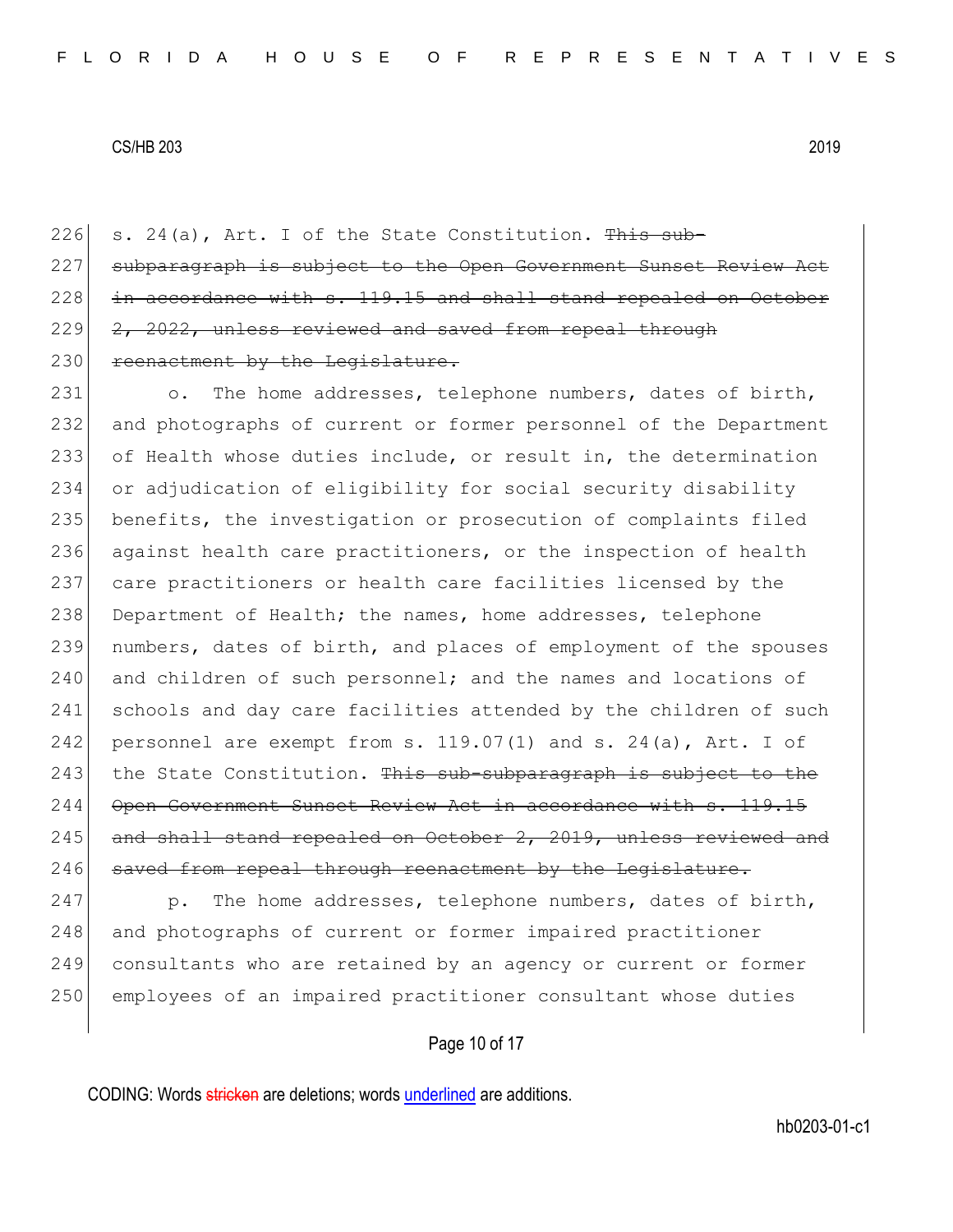226 s. 24(a), Art. I of the State Constitution. ~~This sub-~~
227 ~~subparagraph is subject to the Open Government Sunset Review Act~~
228 ~~in accordance with s. 119.15 and shall stand repealed on October~~
229 ~~2, 2022, unless reviewed and saved from repeal through~~
230 ~~reenactment by the Legislature.~~

231 o. The home addresses, telephone numbers, dates of birth,
232 and photographs of current or former personnel of the Department
233 of Health whose duties include, or result in, the determination
234 or adjudication of eligibility for social security disability
235 benefits, the investigation or prosecution of complaints filed
236 against health care practitioners, or the inspection of health
237 care practitioners or health care facilities licensed by the
238 Department of Health; the names, home addresses, telephone
239 numbers, dates of birth, and places of employment of the spouses
240 and children of such personnel; and the names and locations of
241 schools and day care facilities attended by the children of such
242 personnel are exempt from s. 119.07(1) and s. 24(a), Art. I of
243 the State Constitution. ~~This sub-subparagraph is subject to the~~
244 ~~Open Government Sunset Review Act in accordance with s. 119.15~~
245 ~~and shall stand repealed on October 2, 2019, unless reviewed and~~
246 ~~saved from repeal through reenactment by the Legislature.~~

247 p. The home addresses, telephone numbers, dates of birth,
248 and photographs of current or former impaired practitioner
249 consultants who are retained by an agency or current or former
250 employees of an impaired practitioner consultant whose duties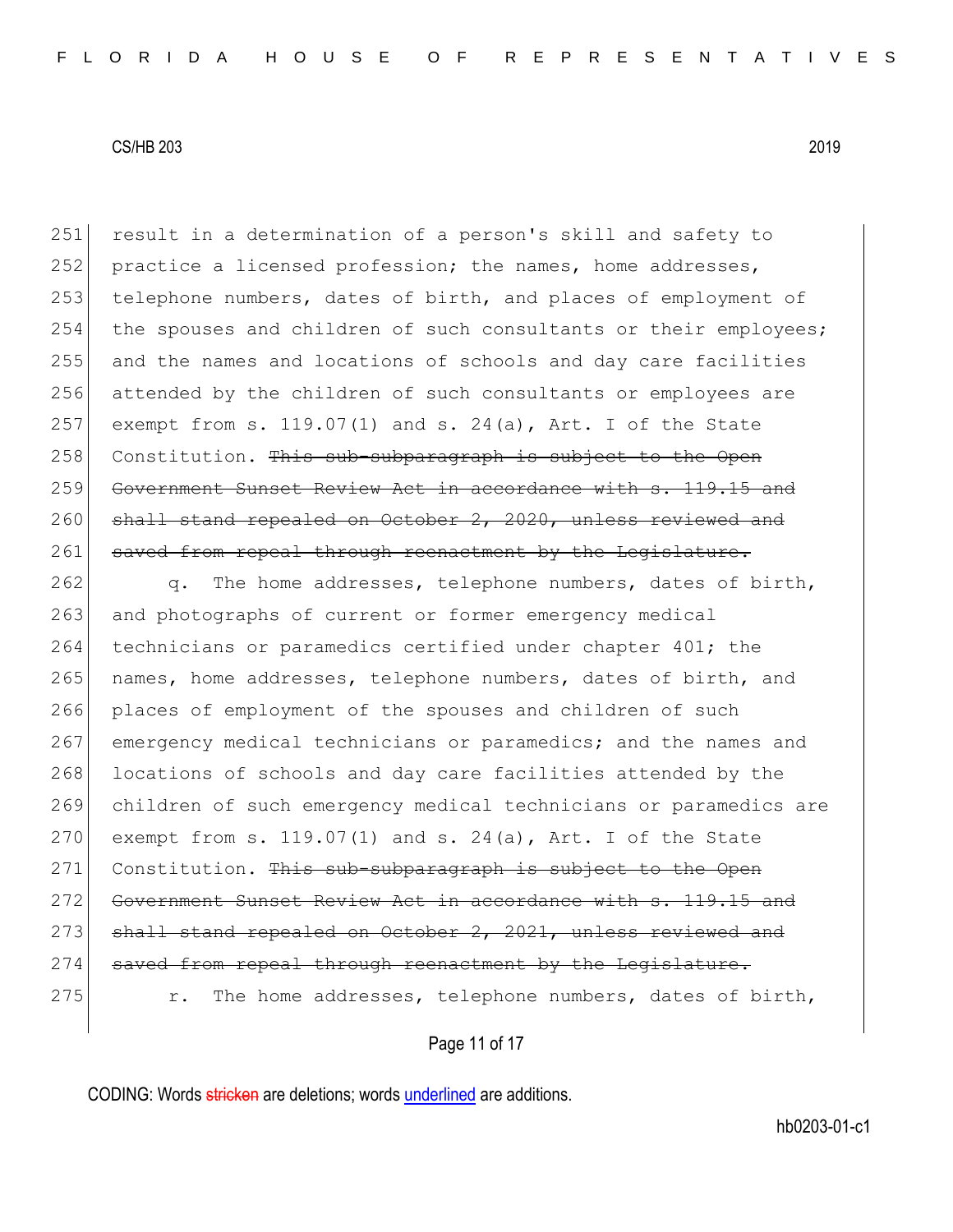251 result in a determination of a person's skill and safety to
252 practice a licensed profession; the names, home addresses,
253 telephone numbers, dates of birth, and places of employment of
254 the spouses and children of such consultants or their employees;
255 and the names and locations of schools and day care facilities
256 attended by the children of such consultants or employees are
257 exempt from s. 119.07(1) and s. 24(a), Art. I of the State
258 Constitution. ~~This sub-subparagraph is subject to the Open~~
259 ~~Government Sunset Review Act in accordance with s. 119.15 and~~
260 ~~shall stand repealed on October 2, 2020, unless reviewed and~~
261 ~~saved from repeal through reenactment by the Legislature.~~

262 q. The home addresses, telephone numbers, dates of birth,
263 and photographs of current or former emergency medical
264 technicians or paramedics certified under chapter 401; the
265 names, home addresses, telephone numbers, dates of birth, and
266 places of employment of the spouses and children of such
267 emergency medical technicians or paramedics; and the names and
268 locations of schools and day care facilities attended by the
269 children of such emergency medical technicians or paramedics are
270 exempt from s. 119.07(1) and s. 24(a), Art. I of the State
271 Constitution. ~~This sub-subparagraph is subject to the Open~~
272 ~~Government Sunset Review Act in accordance with s. 119.15 and~~
273 ~~shall stand repealed on October 2, 2021, unless reviewed and~~
274 ~~saved from repeal through reenactment by the Legislature.~~

275 r. The home addresses, telephone numbers, dates of birth,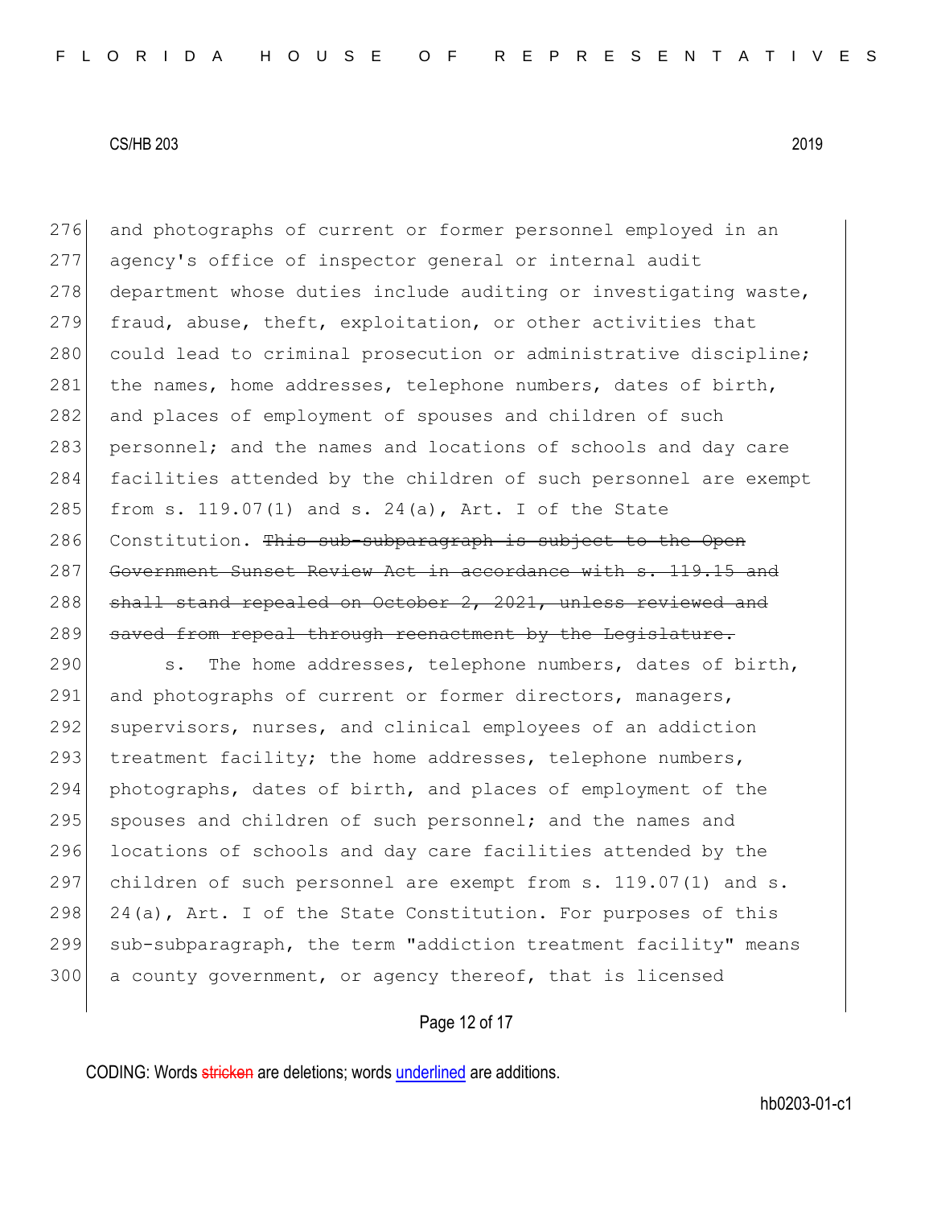276 and photographs of current or former personnel employed in an
277 agency's office of inspector general or internal audit
278 department whose duties include auditing or investigating waste,
279 fraud, abuse, theft, exploitation, or other activities that
280 could lead to criminal prosecution or administrative discipline;
281 the names, home addresses, telephone numbers, dates of birth,
282 and places of employment of spouses and children of such
283 personnel; and the names and locations of schools and day care
284 facilities attended by the children of such personnel are exempt
285 from s. 119.07(1) and s. 24(a), Art. I of the State
286 Constitution. ~~This sub-subparagraph is subject to the Open~~
287 ~~Government Sunset Review Act in accordance with s. 119.15 and~~
288 ~~shall stand repealed on October 2, 2021, unless reviewed and~~
289 ~~saved from repeal through reenactment by the Legislature.~~

290 s. The home addresses, telephone numbers, dates of birth,
291 and photographs of current or former directors, managers,
292 supervisors, nurses, and clinical employees of an addiction
293 treatment facility; the home addresses, telephone numbers,
294 photographs, dates of birth, and places of employment of the
295 spouses and children of such personnel; and the names and
296 locations of schools and day care facilities attended by the
297 children of such personnel are exempt from s. 119.07(1) and s.
298 24(a), Art. I of the State Constitution. For purposes of this
299 sub-subparagraph, the term "addiction treatment facility" means
300 a county government, or agency thereof, that is licensed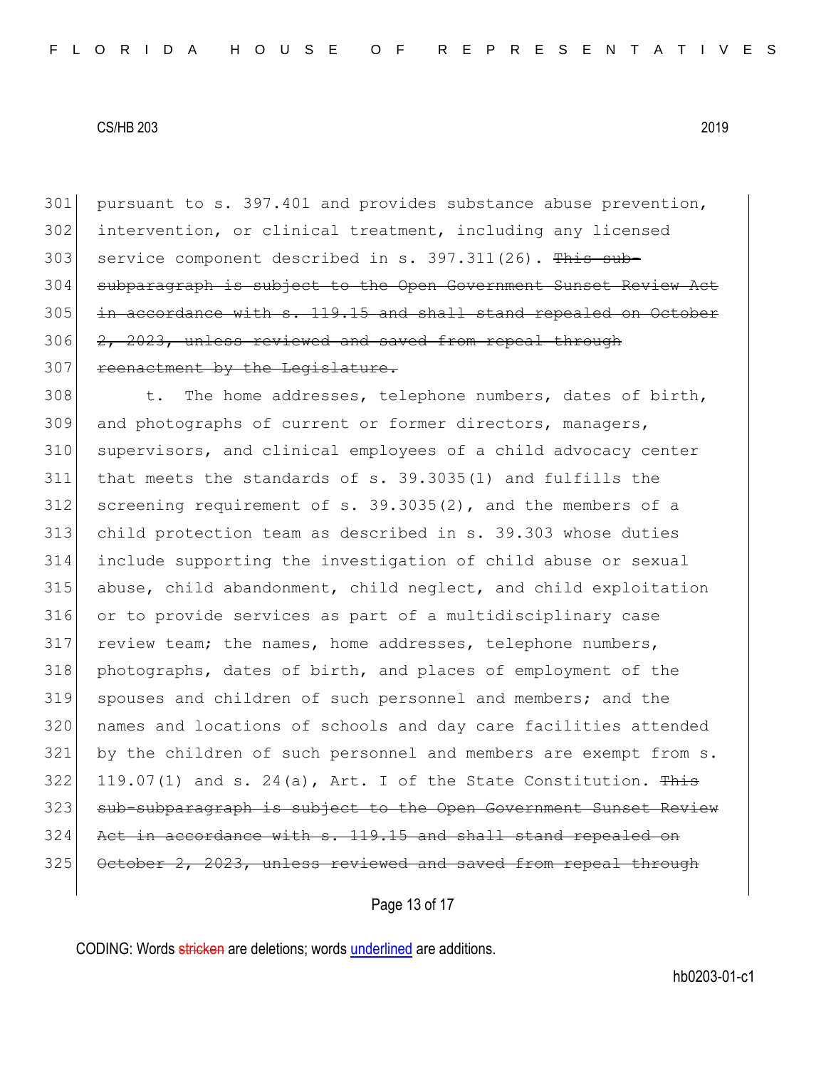pursuant to s. 397.401 and provides substance abuse prevention, intervention, or clinical treatment, including any licensed service component described in s. 397.311(26). ~~This sub-subparagraph is subject to the Open Government Sunset Review Act in accordance with s. 119.15 and shall stand repealed on October 2, 2023, unless reviewed and saved from repeal through reenactment by the Legislature.~~

t. The home addresses, telephone numbers, dates of birth, and photographs of current or former directors, managers, supervisors, and clinical employees of a child advocacy center that meets the standards of s. 39.3035(1) and fulfills the screening requirement of s. 39.3035(2), and the members of a child protection team as described in s. 39.303 whose duties include supporting the investigation of child abuse or sexual abuse, child abandonment, child neglect, and child exploitation or to provide services as part of a multidisciplinary case review team; the names, home addresses, telephone numbers, photographs, dates of birth, and places of employment of the spouses and children of such personnel and members; and the names and locations of schools and day care facilities attended by the children of such personnel and members are exempt from s. 119.07(1) and s. 24(a), Art. I of the State Constitution. ~~This sub-subparagraph is subject to the Open Government Sunset Review Act in accordance with s. 119.15 and shall stand repealed on October 2, 2023, unless reviewed and saved from repeal through~~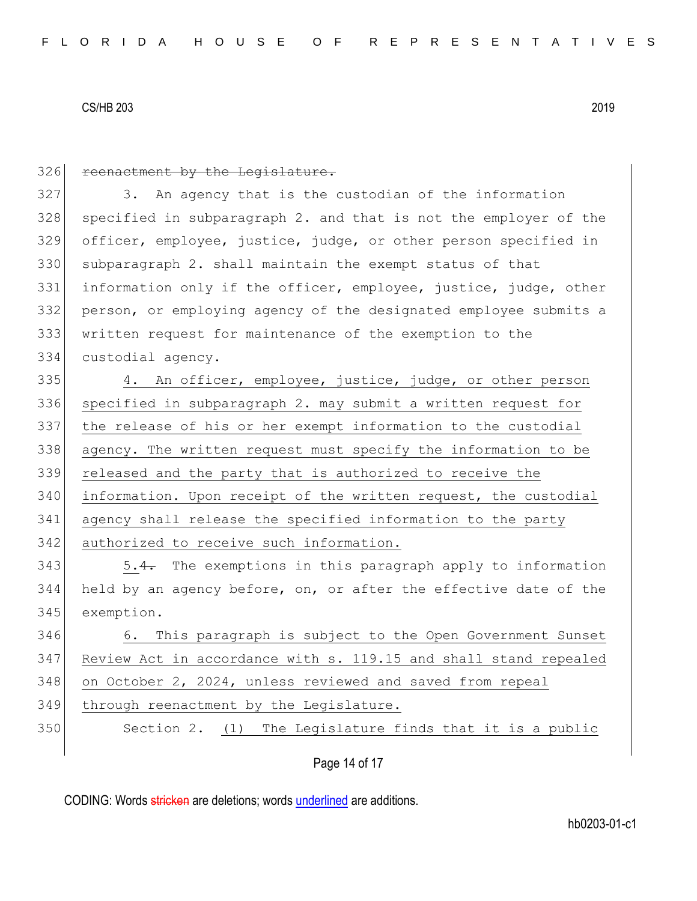~~reenactment by the Legislature.~~

3. An agency that is the custodian of the information specified in subparagraph 2. and that is not the employer of the officer, employee, justice, judge, or other person specified in subparagraph 2. shall maintain the exempt status of that information only if the officer, employee, justice, judge, other person, or employing agency of the designated employee submits a written request for maintenance of the exemption to the custodial agency.

<u>4. An officer, employee, justice, judge, or other person specified in subparagraph 2. may submit a written request for the release of his or her exempt information to the custodial agency. The written request must specify the information to be released and the party that is authorized to receive the information. Upon receipt of the written request, the custodial agency shall release the specified information to the party authorized to receive such information.</u>

<u>5.</u>~~4.~~ The exemptions in this paragraph apply to information held by an agency before, on, or after the effective date of the exemption.

<u>6. This paragraph is subject to the Open Government Sunset Review Act in accordance with s. 119.15 and shall stand repealed on October 2, 2024, unless reviewed and saved from repeal through reenactment by the Legislature.</u>

Section 2. <u>(1) The Legislature finds that it is a public</u>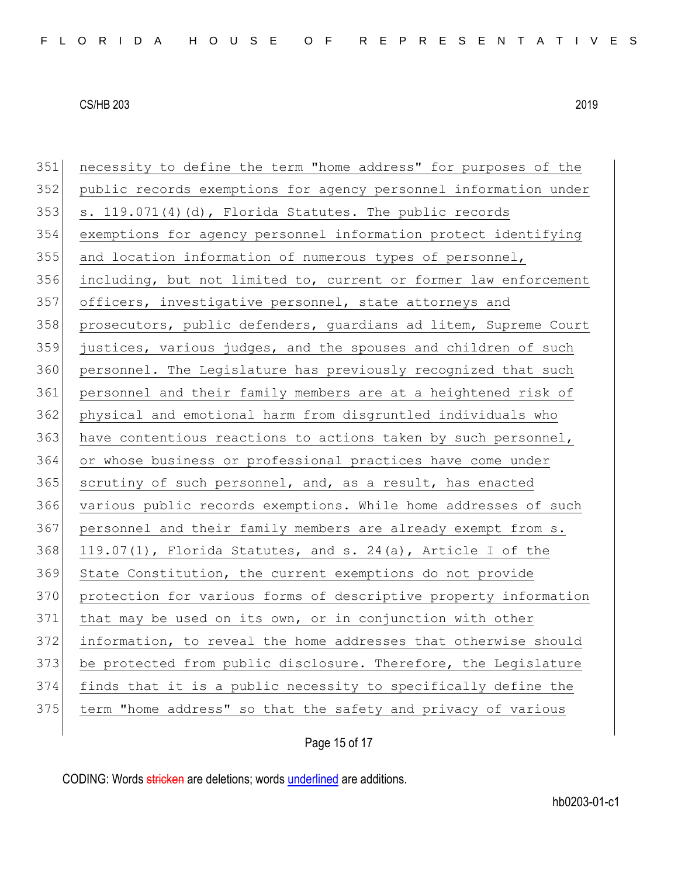351 necessity to define the term "home address" for purposes of the
352 public records exemptions for agency personnel information under
353 s. 119.071(4)(d), Florida Statutes. The public records
354 exemptions for agency personnel information protect identifying
355 and location information of numerous types of personnel,
356 including, but not limited to, current or former law enforcement
357 officers, investigative personnel, state attorneys and
358 prosecutors, public defenders, guardians ad litem, Supreme Court
359 justices, various judges, and the spouses and children of such
360 personnel. The Legislature has previously recognized that such
361 personnel and their family members are at a heightened risk of
362 physical and emotional harm from disgruntled individuals who
363 have contentious reactions to actions taken by such personnel,
364 or whose business or professional practices have come under
365 scrutiny of such personnel, and, as a result, has enacted
366 various public records exemptions. While home addresses of such
367 personnel and their family members are already exempt from s.
368 119.07(1), Florida Statutes, and s. 24(a), Article I of the
369 State Constitution, the current exemptions do not provide
370 protection for various forms of descriptive property information
371 that may be used on its own, or in conjunction with other
372 information, to reveal the home addresses that otherwise should
373 be protected from public disclosure. Therefore, the Legislature
374 finds that it is a public necessity to specifically define the
375 term "home address" so that the safety and privacy of various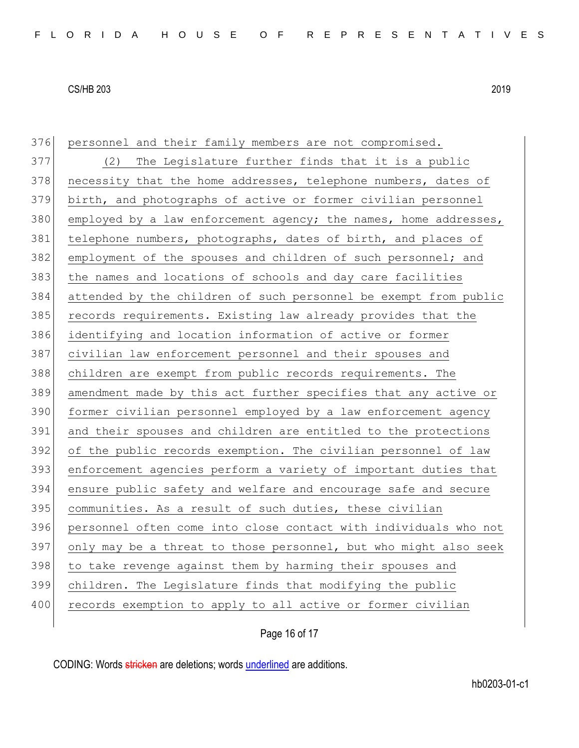personnel and their family members are not compromised.

(2) The Legislature further finds that it is a public necessity that the home addresses, telephone numbers, dates of birth, and photographs of active or former civilian personnel employed by a law enforcement agency; the names, home addresses, telephone numbers, photographs, dates of birth, and places of employment of the spouses and children of such personnel; and the names and locations of schools and day care facilities attended by the children of such personnel be exempt from public records requirements. Existing law already provides that the identifying and location information of active or former civilian law enforcement personnel and their spouses and children are exempt from public records requirements. The amendment made by this act further specifies that any active or former civilian personnel employed by a law enforcement agency and their spouses and children are entitled to the protections of the public records exemption. The civilian personnel of law enforcement agencies perform a variety of important duties that ensure public safety and welfare and encourage safe and secure communities. As a result of such duties, these civilian personnel often come into close contact with individuals who not only may be a threat to those personnel, but who might also seek to take revenge against them by harming their spouses and children. The Legislature finds that modifying the public records exemption to apply to all active or former civilian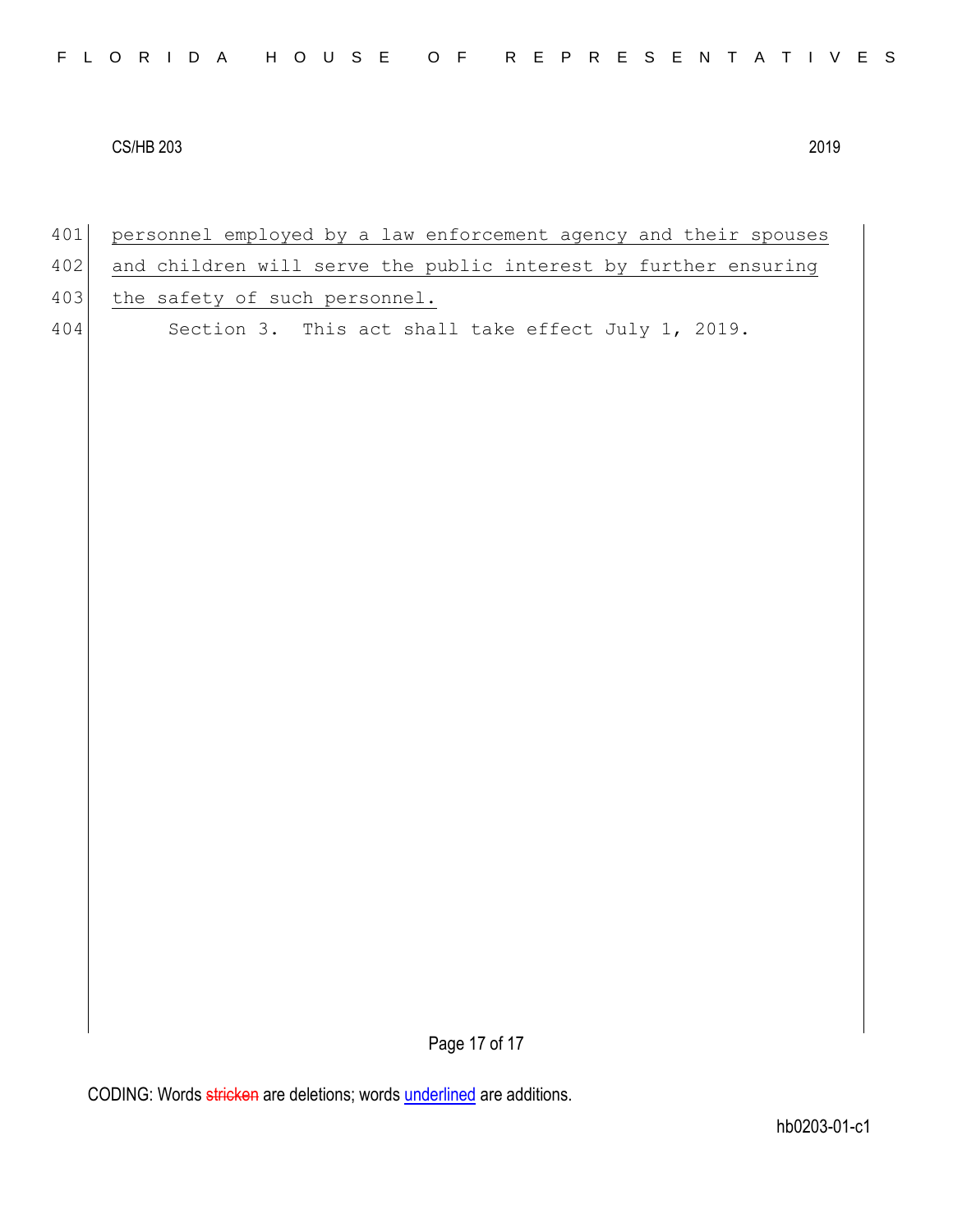401 personnel employed by a law enforcement agency and their spouses
402 and children will serve the public interest by further ensuring
403 the safety of such personnel.

404 Section 3. This act shall take effect July 1, 2019.

CODING: Words stricken are deletions; words underlined are additions.

hb0203-01-c1